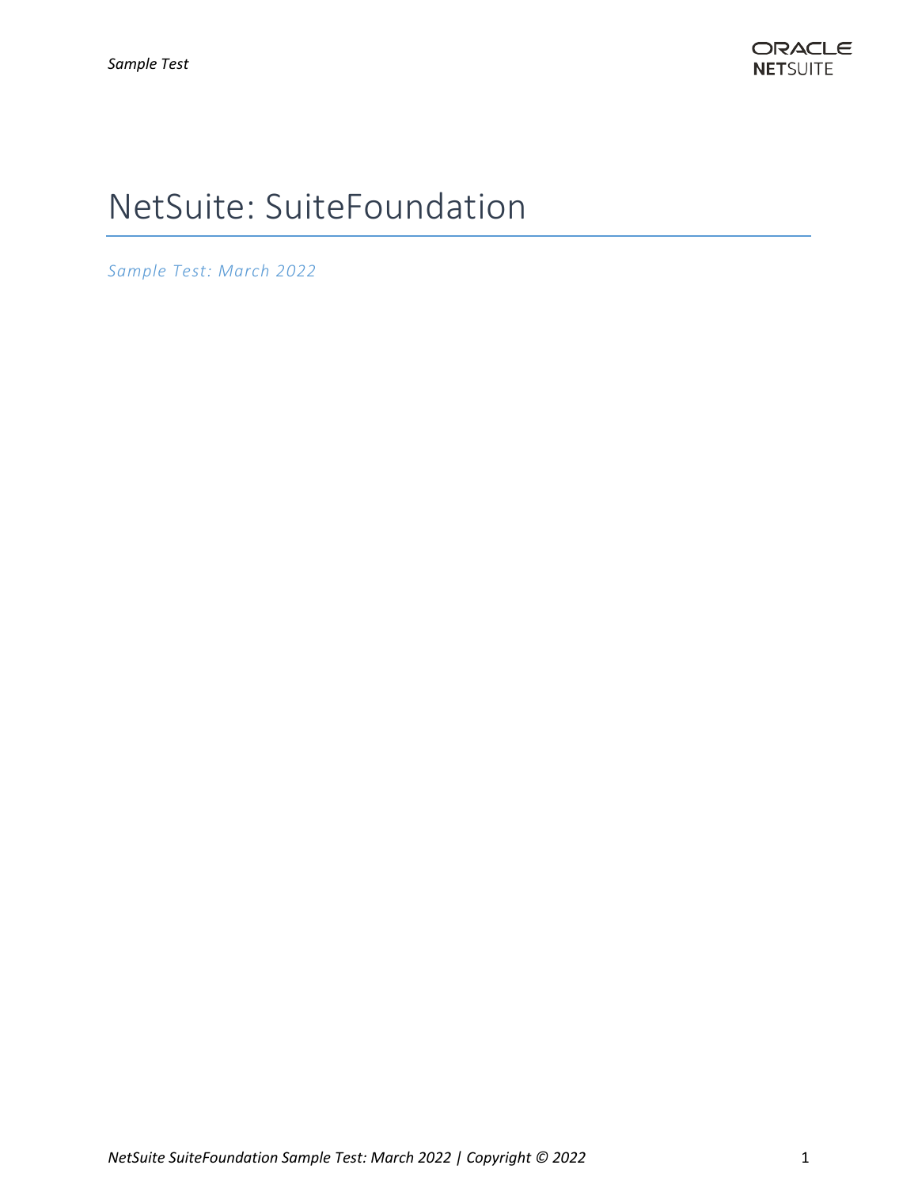# NetSuite: SuiteFoundation

*Sample Test: March 2022*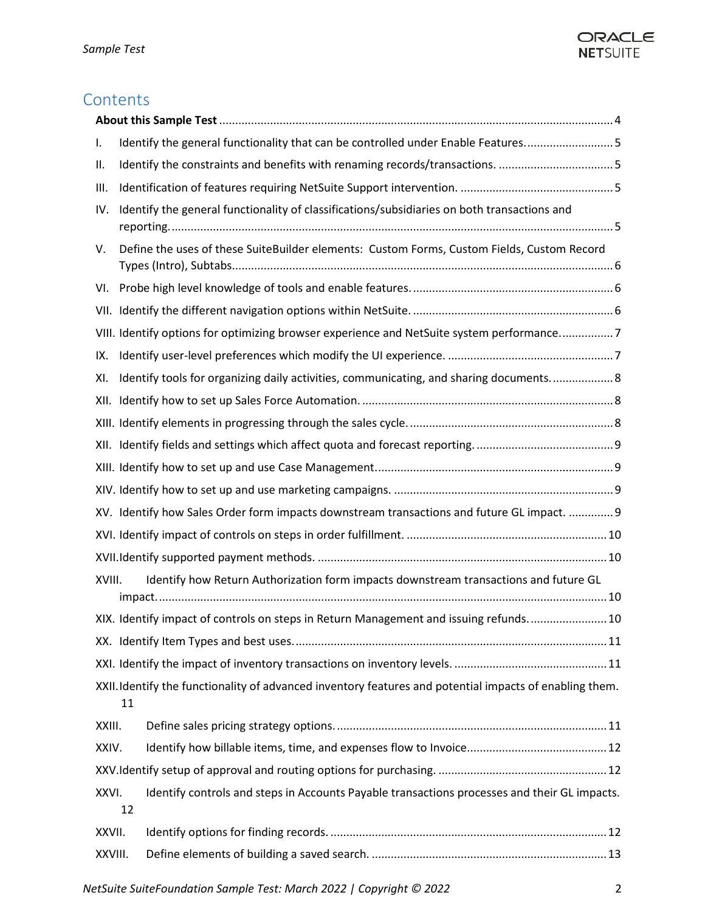## Contents

**About this Sample Test** .......... 4

I. Identify the general functionality that can be controlled under Enable Features. .......... 5

II. Identify the constraints and benefits with renaming records/transactions. .......... 5

III. Identification of features requiring NetSuite Support intervention. .......... 5

IV. Identify the general functionality of classifications/subsidiaries on both transactions and reporting. .......... 5

V. Define the uses of these SuiteBuilder elements: Custom Forms, Custom Fields, Custom Record Types (Intro), Subtabs. .......... 6

VI. Probe high level knowledge of tools and enable features. .......... 6

VII. Identify the different navigation options within NetSuite. .......... 6

VIII. Identify options for optimizing browser experience and NetSuite system performance. .......... 7

IX. Identify user-level preferences which modify the UI experience. .......... 7

XI. Identify tools for organizing daily activities, communicating, and sharing documents. .......... 8

XII. Identify how to set up Sales Force Automation. .......... 8

XIII. Identify elements in progressing through the sales cycle. .......... 8

XII. Identify fields and settings which affect quota and forecast reporting. .......... 9

XIII. Identify how to set up and use Case Management. .......... 9

XIV. Identify how to set up and use marketing campaigns. .......... 9

XV. Identify how Sales Order form impacts downstream transactions and future GL impact. .......... 9

XVI. Identify impact of controls on steps in order fulfillment. .......... 10

XVII. Identify supported payment methods. .......... 10

XVIII. Identify how Return Authorization form impacts downstream transactions and future GL impact. .......... 10

XIX. Identify impact of controls on steps in Return Management and issuing refunds. .......... 10

XX. Identify Item Types and best uses. .......... 11

XXI. Identify the impact of inventory transactions on inventory levels. .......... 11

XXII. Identify the functionality of advanced inventory features and potential impacts of enabling them. 11

XXIII. Define sales pricing strategy options. .......... 11

XXIV. Identify how billable items, time, and expenses flow to Invoice .......... 12

XXV. Identify setup of approval and routing options for purchasing. .......... 12

XXVI. Identify controls and steps in Accounts Payable transactions processes and their GL impacts. 12

XXVII. Identify options for finding records. .......... 12

XXVIII. Define elements of building a saved search. .......... 13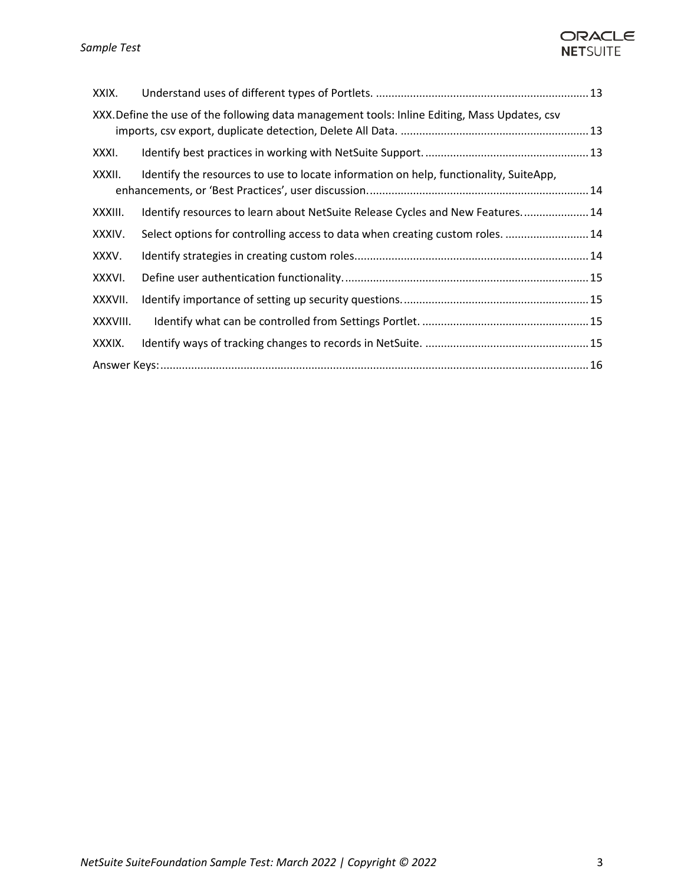XXIX. Understand uses of different types of Portlets. ..................................................................... 13

XXX. Define the use of the following data management tools: Inline Editing, Mass Updates, csv imports, csv export, duplicate detection, Delete All Data. ............................................................. 13

XXXI. Identify best practices in working with NetSuite Support. ..................................................... 13

XXXII. Identify the resources to use to locate information on help, functionality, SuiteApp, enhancements, or 'Best Practices', user discussion. ....................................................................... 14

XXXIII. Identify resources to learn about NetSuite Release Cycles and New Features. .................... 14

XXXIV. Select options for controlling access to data when creating custom roles. ........................... 14

XXXV. Identify strategies in creating custom roles. ........................................................................... 14

XXXVI. Define user authentication functionality. ............................................................................... 15

XXXVII. Identify importance of setting up security questions. ............................................................ 15

XXXVIII. Identify what can be controlled from Settings Portlet. ...................................................... 15

XXXIX. Identify ways of tracking changes to records in NetSuite. ..................................................... 15

Answer Keys: ......................................................................................................................................... 16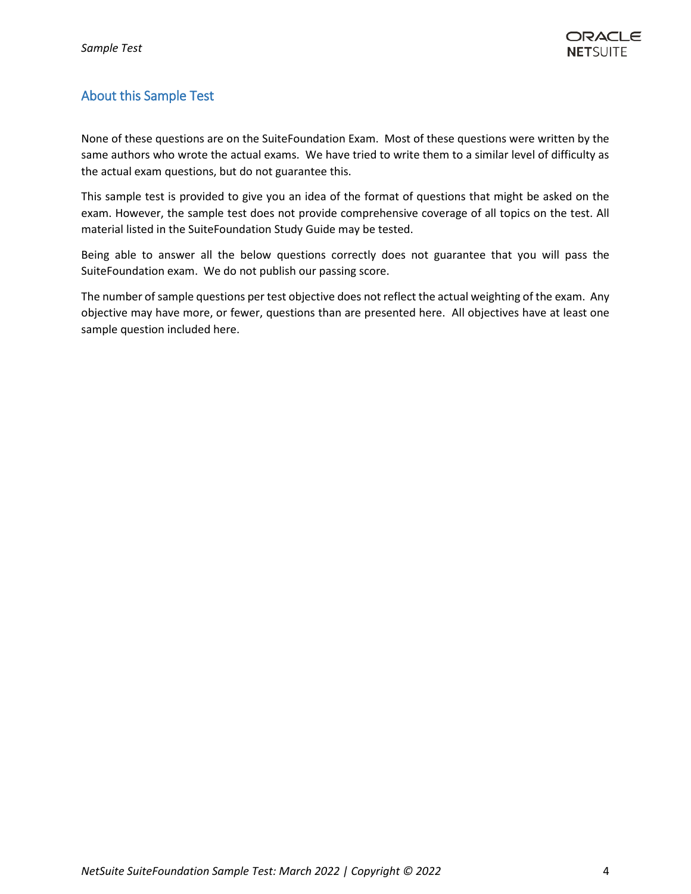## About this Sample Test

None of these questions are on the SuiteFoundation Exam. Most of these questions were written by the same authors who wrote the actual exams. We have tried to write them to a similar level of difficulty as the actual exam questions, but do not guarantee this.

This sample test is provided to give you an idea of the format of questions that might be asked on the exam. However, the sample test does not provide comprehensive coverage of all topics on the test. All material listed in the SuiteFoundation Study Guide may be tested.

Being able to answer all the below questions correctly does not guarantee that you will pass the SuiteFoundation exam. We do not publish our passing score.

The number of sample questions per test objective does not reflect the actual weighting of the exam. Any objective may have more, or fewer, questions than are presented here. All objectives have at least one sample question included here.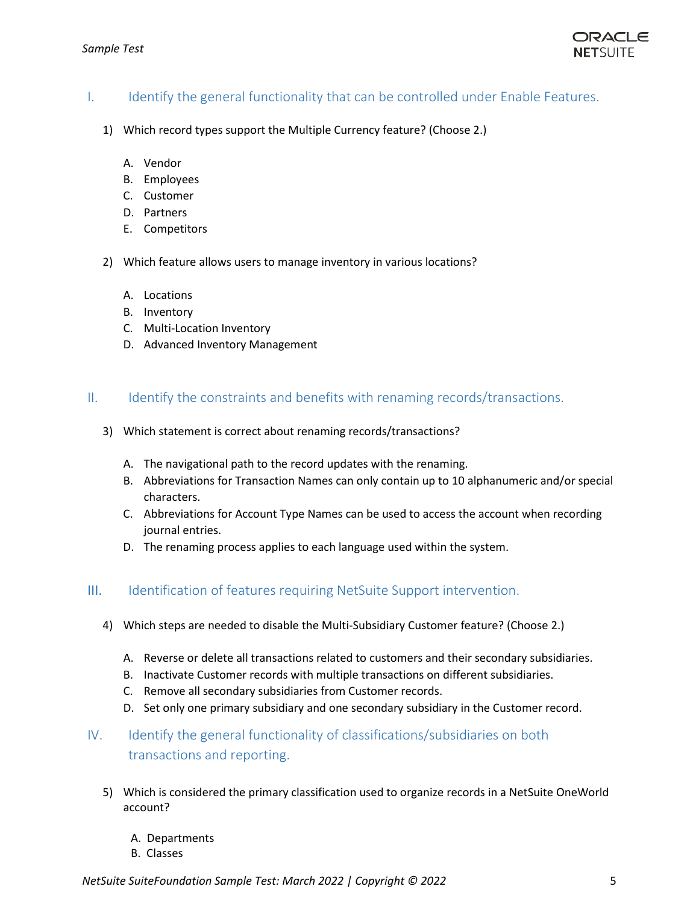## I. Identify the general functionality that can be controlled under Enable Features.

1) Which record types support the Multiple Currency feature? (Choose 2.)

   A. Vendor
   B. Employees
   C. Customer
   D. Partners
   E. Competitors

2) Which feature allows users to manage inventory in various locations?

   A. Locations
   B. Inventory
   C. Multi-Location Inventory
   D. Advanced Inventory Management

## II. Identify the constraints and benefits with renaming records/transactions.

3) Which statement is correct about renaming records/transactions?

   A. The navigational path to the record updates with the renaming.
   B. Abbreviations for Transaction Names can only contain up to 10 alphanumeric and/or special characters.
   C. Abbreviations for Account Type Names can be used to access the account when recording journal entries.
   D. The renaming process applies to each language used within the system.

## III. Identification of features requiring NetSuite Support intervention.

4) Which steps are needed to disable the Multi-Subsidiary Customer feature? (Choose 2.)

   A. Reverse or delete all transactions related to customers and their secondary subsidiaries.
   B. Inactivate Customer records with multiple transactions on different subsidiaries.
   C. Remove all secondary subsidiaries from Customer records.
   D. Set only one primary subsidiary and one secondary subsidiary in the Customer record.

## IV. Identify the general functionality of classifications/subsidiaries on both transactions and reporting.

5) Which is considered the primary classification used to organize records in a NetSuite OneWorld account?

   A. Departments
   B. Classes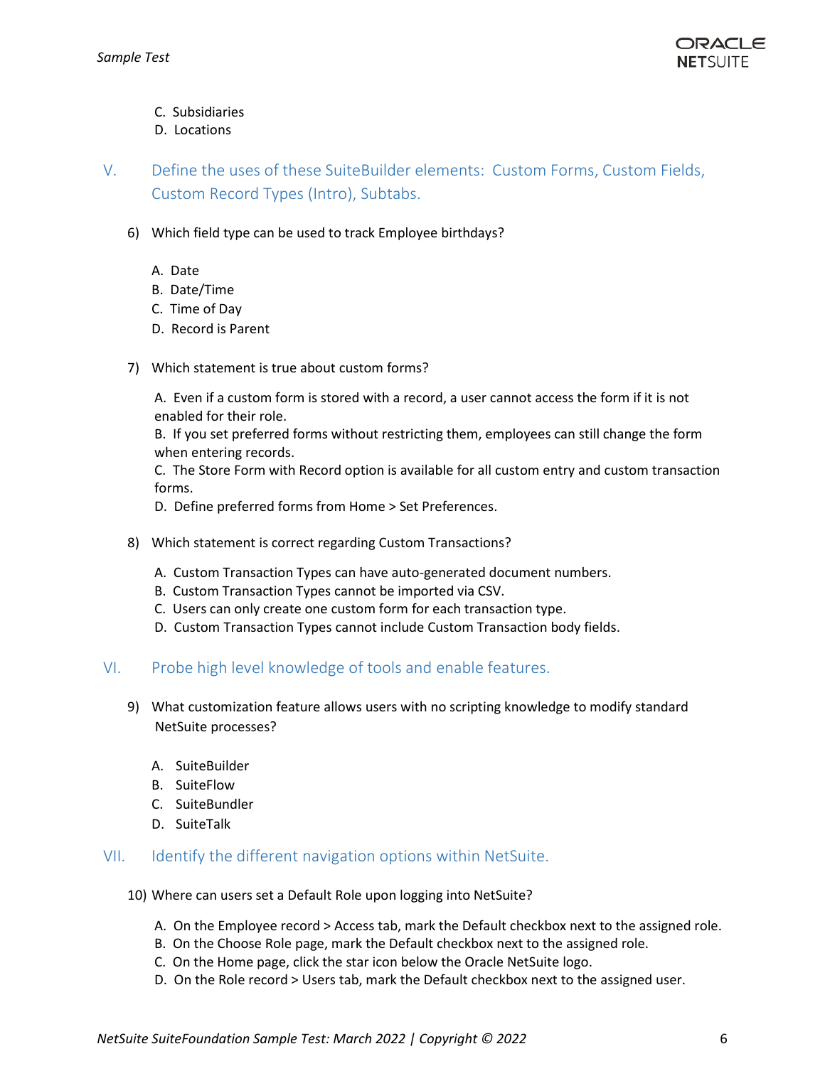C. Subsidiaries
D. Locations

## V. Define the uses of these SuiteBuilder elements: Custom Forms, Custom Fields, Custom Record Types (Intro), Subtabs.

6) Which field type can be used to track Employee birthdays?

A. Date
B. Date/Time
C. Time of Day
D. Record is Parent

7) Which statement is true about custom forms?

A. Even if a custom form is stored with a record, a user cannot access the form if it is not enabled for their role.
B. If you set preferred forms without restricting them, employees can still change the form when entering records.
C. The Store Form with Record option is available for all custom entry and custom transaction forms.
D. Define preferred forms from Home > Set Preferences.

8) Which statement is correct regarding Custom Transactions?

A. Custom Transaction Types can have auto-generated document numbers.
B. Custom Transaction Types cannot be imported via CSV.
C. Users can only create one custom form for each transaction type.
D. Custom Transaction Types cannot include Custom Transaction body fields.

## VI. Probe high level knowledge of tools and enable features.

9) What customization feature allows users with no scripting knowledge to modify standard NetSuite processes?

A. SuiteBuilder
B. SuiteFlow
C. SuiteBundler
D. SuiteTalk

## VII. Identify the different navigation options within NetSuite.

10) Where can users set a Default Role upon logging into NetSuite?

A. On the Employee record > Access tab, mark the Default checkbox next to the assigned role.
B. On the Choose Role page, mark the Default checkbox next to the assigned role.
C. On the Home page, click the star icon below the Oracle NetSuite logo.
D. On the Role record > Users tab, mark the Default checkbox next to the assigned user.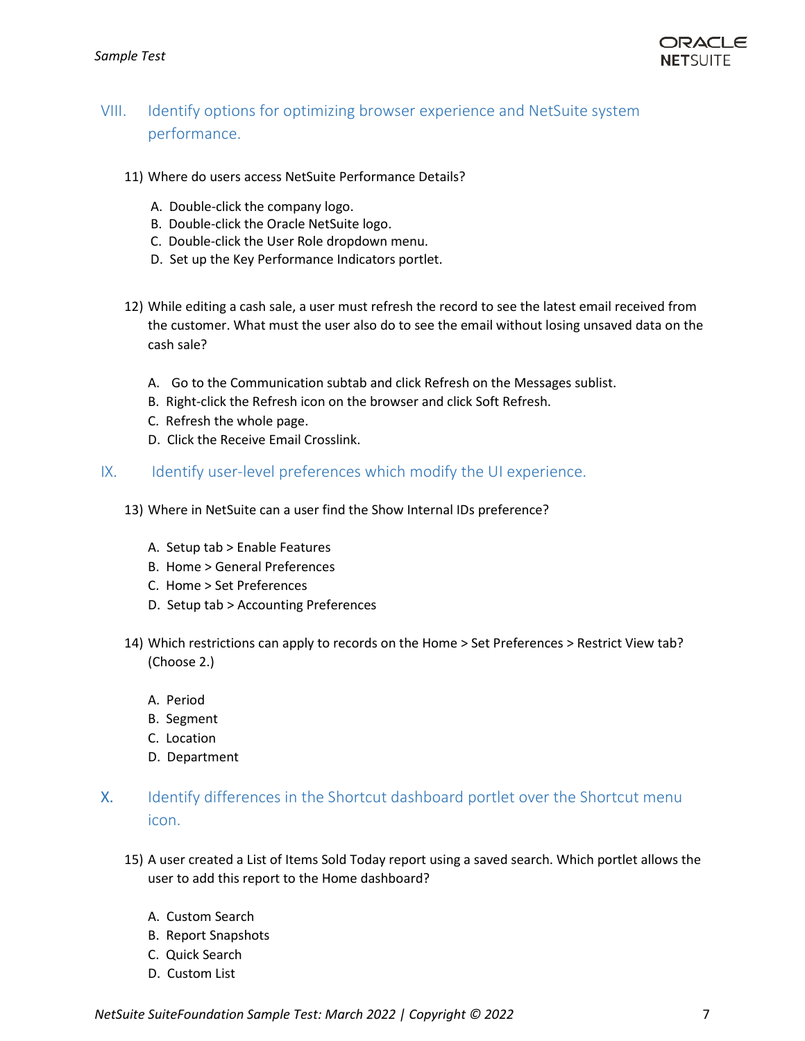## VIII. Identify options for optimizing browser experience and NetSuite system performance.

11) Where do users access NetSuite Performance Details?

   A. Double-click the company logo.
   B. Double-click the Oracle NetSuite logo.
   C. Double-click the User Role dropdown menu.
   D. Set up the Key Performance Indicators portlet.

12) While editing a cash sale, a user must refresh the record to see the latest email received from the customer. What must the user also do to see the email without losing unsaved data on the cash sale?

   A. Go to the Communication subtab and click Refresh on the Messages sublist.
   B. Right-click the Refresh icon on the browser and click Soft Refresh.
   C. Refresh the whole page.
   D. Click the Receive Email Crosslink.

## IX. Identify user-level preferences which modify the UI experience.

13) Where in NetSuite can a user find the Show Internal IDs preference?

   A. Setup tab > Enable Features
   B. Home > General Preferences
   C. Home > Set Preferences
   D. Setup tab > Accounting Preferences

14) Which restrictions can apply to records on the Home > Set Preferences > Restrict View tab? (Choose 2.)

   A. Period
   B. Segment
   C. Location
   D. Department

## X. Identify differences in the Shortcut dashboard portlet over the Shortcut menu icon.

15) A user created a List of Items Sold Today report using a saved search. Which portlet allows the user to add this report to the Home dashboard?

   A. Custom Search
   B. Report Snapshots
   C. Quick Search
   D. Custom List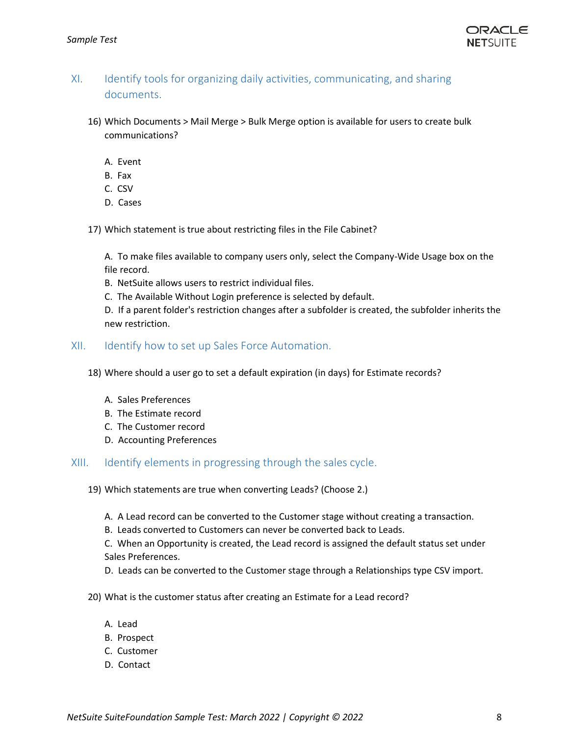## XI. Identify tools for organizing daily activities, communicating, and sharing documents.

16) Which Documents > Mail Merge > Bulk Merge option is available for users to create bulk communications?

   A. Event
   B. Fax
   C. CSV
   D. Cases

17) Which statement is true about restricting files in the File Cabinet?

   A. To make files available to company users only, select the Company-Wide Usage box on the file record.
   B. NetSuite allows users to restrict individual files.
   C. The Available Without Login preference is selected by default.
   D. If a parent folder's restriction changes after a subfolder is created, the subfolder inherits the new restriction.

## XII. Identify how to set up Sales Force Automation.

18) Where should a user go to set a default expiration (in days) for Estimate records?

   A. Sales Preferences
   B. The Estimate record
   C. The Customer record
   D. Accounting Preferences

## XIII. Identify elements in progressing through the sales cycle.

19) Which statements are true when converting Leads? (Choose 2.)

   A. A Lead record can be converted to the Customer stage without creating a transaction.
   B. Leads converted to Customers can never be converted back to Leads.
   C. When an Opportunity is created, the Lead record is assigned the default status set under Sales Preferences.
   D. Leads can be converted to the Customer stage through a Relationships type CSV import.

20) What is the customer status after creating an Estimate for a Lead record?

   A. Lead
   B. Prospect
   C. Customer
   D. Contact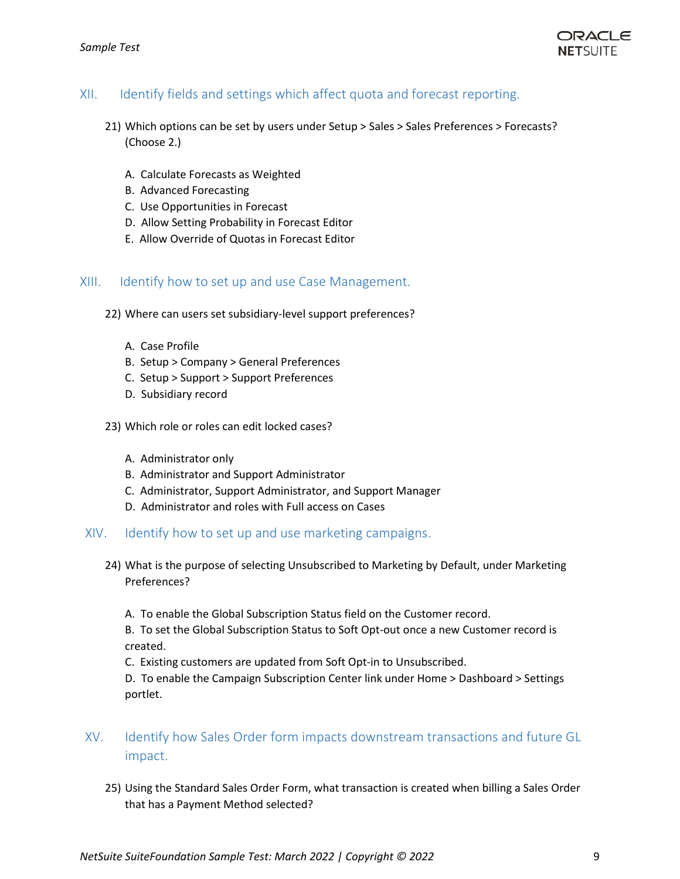## XII. Identify fields and settings which affect quota and forecast reporting.

21) Which options can be set by users under Setup > Sales > Sales Preferences > Forecasts? (Choose 2.)

A. Calculate Forecasts as Weighted
B. Advanced Forecasting
C. Use Opportunities in Forecast
D. Allow Setting Probability in Forecast Editor
E. Allow Override of Quotas in Forecast Editor

## XIII. Identify how to set up and use Case Management.

22) Where can users set subsidiary-level support preferences?

A. Case Profile
B. Setup > Company > General Preferences
C. Setup > Support > Support Preferences
D. Subsidiary record

23) Which role or roles can edit locked cases?

A. Administrator only
B. Administrator and Support Administrator
C. Administrator, Support Administrator, and Support Manager
D. Administrator and roles with Full access on Cases

## XIV. Identify how to set up and use marketing campaigns.

24) What is the purpose of selecting Unsubscribed to Marketing by Default, under Marketing Preferences?

A. To enable the Global Subscription Status field on the Customer record.
B. To set the Global Subscription Status to Soft Opt-out once a new Customer record is created.
C. Existing customers are updated from Soft Opt-in to Unsubscribed.
D. To enable the Campaign Subscription Center link under Home > Dashboard > Settings portlet.

## XV. Identify how Sales Order form impacts downstream transactions and future GL impact.

25) Using the Standard Sales Order Form, what transaction is created when billing a Sales Order that has a Payment Method selected?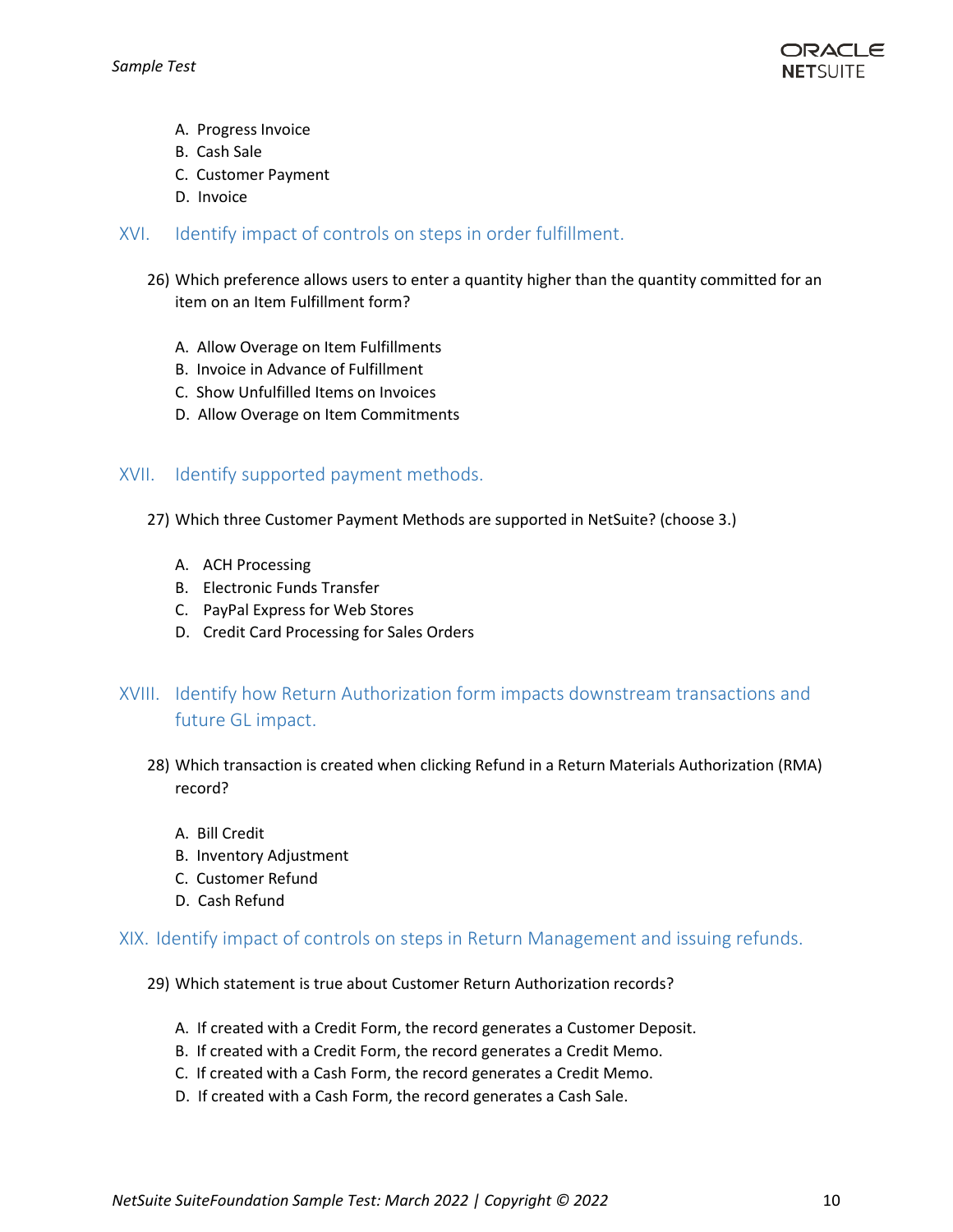A. Progress Invoice
B. Cash Sale
C. Customer Payment
D. Invoice

## XVI. Identify impact of controls on steps in order fulfillment.

26) Which preference allows users to enter a quantity higher than the quantity committed for an item on an Item Fulfillment form?

A. Allow Overage on Item Fulfillments
B. Invoice in Advance of Fulfillment
C. Show Unfulfilled Items on Invoices
D. Allow Overage on Item Commitments

## XVII. Identify supported payment methods.

27) Which three Customer Payment Methods are supported in NetSuite? (choose 3.)

A. ACH Processing
B. Electronic Funds Transfer
C. PayPal Express for Web Stores
D. Credit Card Processing for Sales Orders

## XVIII. Identify how Return Authorization form impacts downstream transactions and future GL impact.

28) Which transaction is created when clicking Refund in a Return Materials Authorization (RMA) record?

A. Bill Credit
B. Inventory Adjustment
C. Customer Refund
D. Cash Refund

## XIX. Identify impact of controls on steps in Return Management and issuing refunds.

29) Which statement is true about Customer Return Authorization records?

A. If created with a Credit Form, the record generates a Customer Deposit.
B. If created with a Credit Form, the record generates a Credit Memo.
C. If created with a Cash Form, the record generates a Credit Memo.
D. If created with a Cash Form, the record generates a Cash Sale.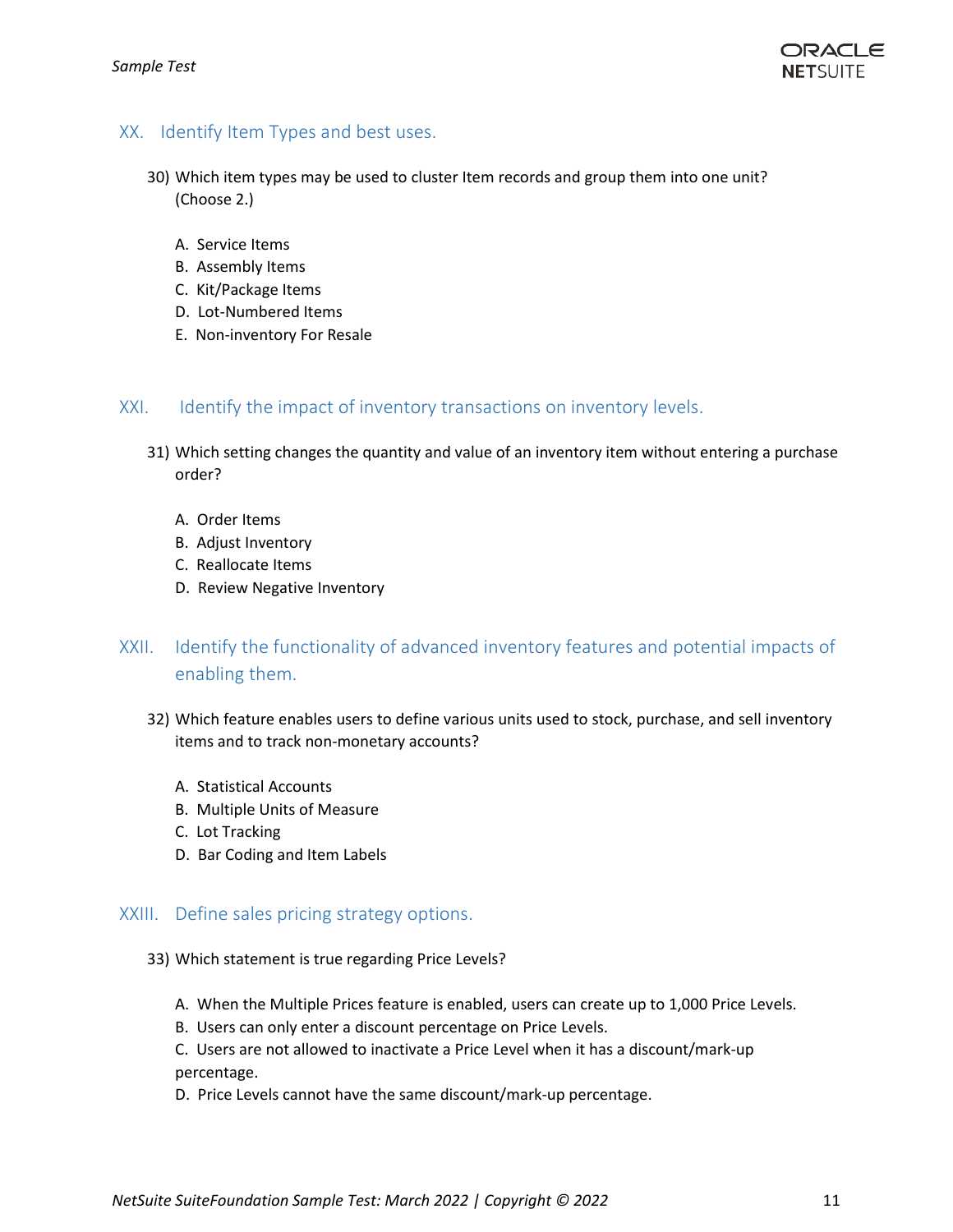## XX. Identify Item Types and best uses.

30) Which item types may be used to cluster Item records and group them into one unit? (Choose 2.)

    A. Service Items
    B. Assembly Items
    C. Kit/Package Items
    D. Lot-Numbered Items
    E. Non-inventory For Resale

## XXI. Identify the impact of inventory transactions on inventory levels.

31) Which setting changes the quantity and value of an inventory item without entering a purchase order?

    A. Order Items
    B. Adjust Inventory
    C. Reallocate Items
    D. Review Negative Inventory

## XXII. Identify the functionality of advanced inventory features and potential impacts of enabling them.

32) Which feature enables users to define various units used to stock, purchase, and sell inventory items and to track non-monetary accounts?

    A. Statistical Accounts
    B. Multiple Units of Measure
    C. Lot Tracking
    D. Bar Coding and Item Labels

## XXIII. Define sales pricing strategy options.

33) Which statement is true regarding Price Levels?

    A. When the Multiple Prices feature is enabled, users can create up to 1,000 Price Levels.
    B. Users can only enter a discount percentage on Price Levels.
    C. Users are not allowed to inactivate a Price Level when it has a discount/mark-up percentage.
    D. Price Levels cannot have the same discount/mark-up percentage.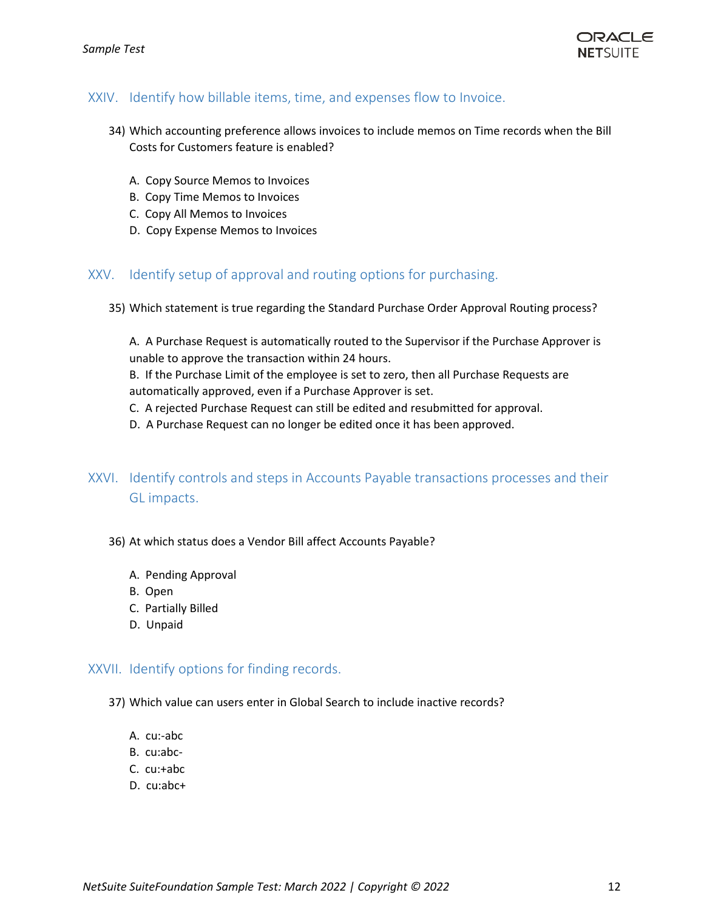## XXIV. Identify how billable items, time, and expenses flow to Invoice.

34) Which accounting preference allows invoices to include memos on Time records when the Bill Costs for Customers feature is enabled?

   A. Copy Source Memos to Invoices
   B. Copy Time Memos to Invoices
   C. Copy All Memos to Invoices
   D. Copy Expense Memos to Invoices

## XXV. Identify setup of approval and routing options for purchasing.

35) Which statement is true regarding the Standard Purchase Order Approval Routing process?

   A. A Purchase Request is automatically routed to the Supervisor if the Purchase Approver is unable to approve the transaction within 24 hours.
   B. If the Purchase Limit of the employee is set to zero, then all Purchase Requests are automatically approved, even if a Purchase Approver is set.
   C. A rejected Purchase Request can still be edited and resubmitted for approval.
   D. A Purchase Request can no longer be edited once it has been approved.

## XXVI. Identify controls and steps in Accounts Payable transactions processes and their GL impacts.

36) At which status does a Vendor Bill affect Accounts Payable?

   A. Pending Approval
   B. Open
   C. Partially Billed
   D. Unpaid

## XXVII. Identify options for finding records.

37) Which value can users enter in Global Search to include inactive records?

   A. cu:-abc
   B. cu:abc-
   C. cu:+abc
   D. cu:abc+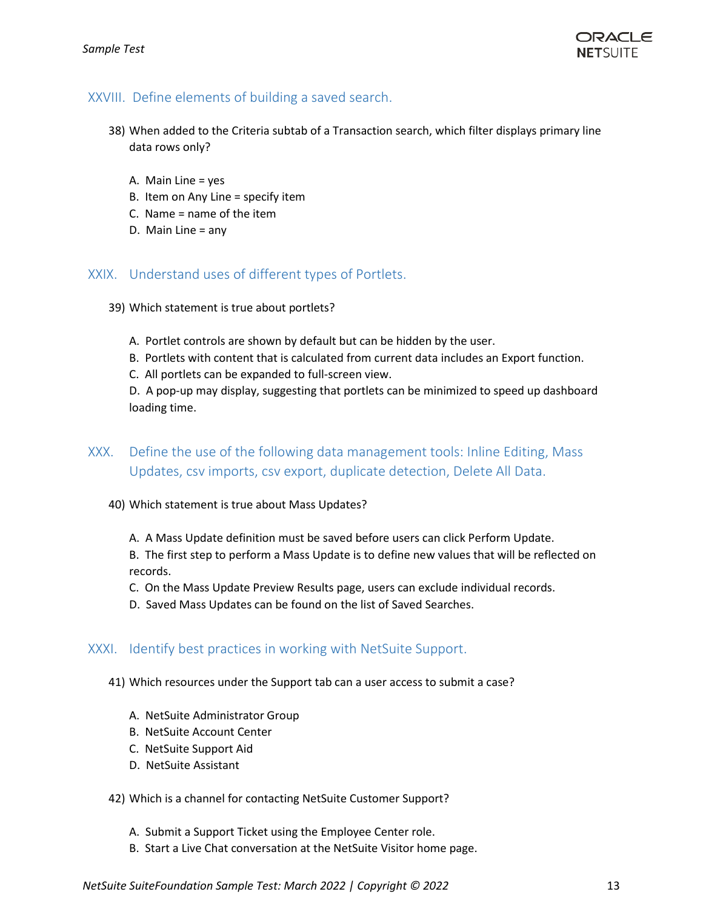## XXVIII. Define elements of building a saved search.

38) When added to the Criteria subtab of a Transaction search, which filter displays primary line data rows only?

   A. Main Line = yes
   B. Item on Any Line = specify item
   C. Name = name of the item
   D. Main Line = any

## XXIX. Understand uses of different types of Portlets.

39) Which statement is true about portlets?

   A. Portlet controls are shown by default but can be hidden by the user.
   B. Portlets with content that is calculated from current data includes an Export function.
   C. All portlets can be expanded to full-screen view.
   D. A pop-up may display, suggesting that portlets can be minimized to speed up dashboard loading time.

## XXX. Define the use of the following data management tools: Inline Editing, Mass Updates, csv imports, csv export, duplicate detection, Delete All Data.

40) Which statement is true about Mass Updates?

   A. A Mass Update definition must be saved before users can click Perform Update.
   B. The first step to perform a Mass Update is to define new values that will be reflected on records.
   C. On the Mass Update Preview Results page, users can exclude individual records.
   D. Saved Mass Updates can be found on the list of Saved Searches.

## XXXI. Identify best practices in working with NetSuite Support.

41) Which resources under the Support tab can a user access to submit a case?

   A. NetSuite Administrator Group
   B. NetSuite Account Center
   C. NetSuite Support Aid
   D. NetSuite Assistant

42) Which is a channel for contacting NetSuite Customer Support?

   A. Submit a Support Ticket using the Employee Center role.
   B. Start a Live Chat conversation at the NetSuite Visitor home page.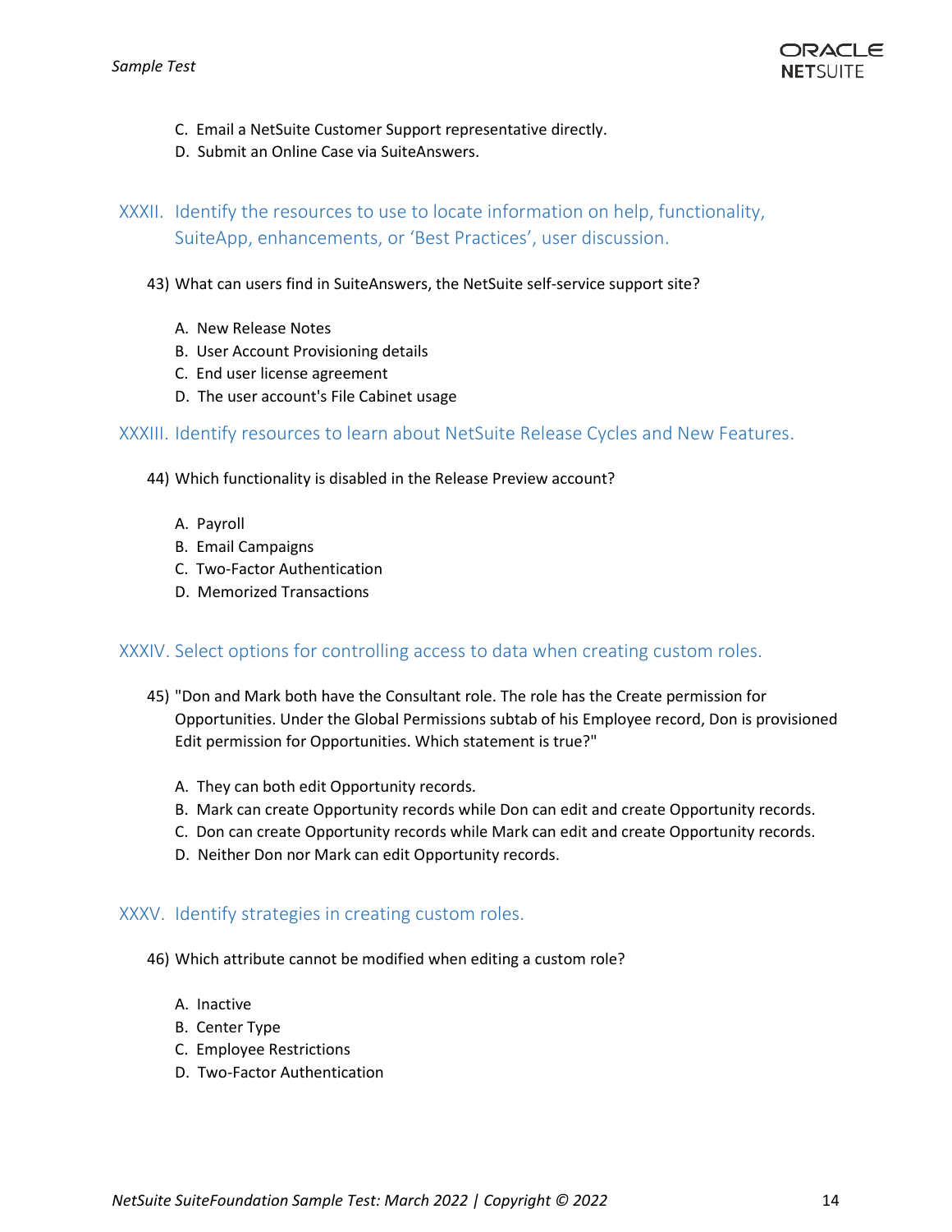C. Email a NetSuite Customer Support representative directly.
D. Submit an Online Case via SuiteAnswers.

## XXXII. Identify the resources to use to locate information on help, functionality, SuiteApp, enhancements, or 'Best Practices', user discussion.

43) What can users find in SuiteAnswers, the NetSuite self-service support site?

A. New Release Notes
B. User Account Provisioning details
C. End user license agreement
D. The user account's File Cabinet usage

## XXXIII. Identify resources to learn about NetSuite Release Cycles and New Features.

44) Which functionality is disabled in the Release Preview account?

A. Payroll
B. Email Campaigns
C. Two-Factor Authentication
D. Memorized Transactions

## XXXIV. Select options for controlling access to data when creating custom roles.

45) "Don and Mark both have the Consultant role. The role has the Create permission for Opportunities. Under the Global Permissions subtab of his Employee record, Don is provisioned Edit permission for Opportunities. Which statement is true?"

A. They can both edit Opportunity records.
B. Mark can create Opportunity records while Don can edit and create Opportunity records.
C. Don can create Opportunity records while Mark can edit and create Opportunity records.
D. Neither Don nor Mark can edit Opportunity records.

## XXXV. Identify strategies in creating custom roles.

46) Which attribute cannot be modified when editing a custom role?

A. Inactive
B. Center Type
C. Employee Restrictions
D. Two-Factor Authentication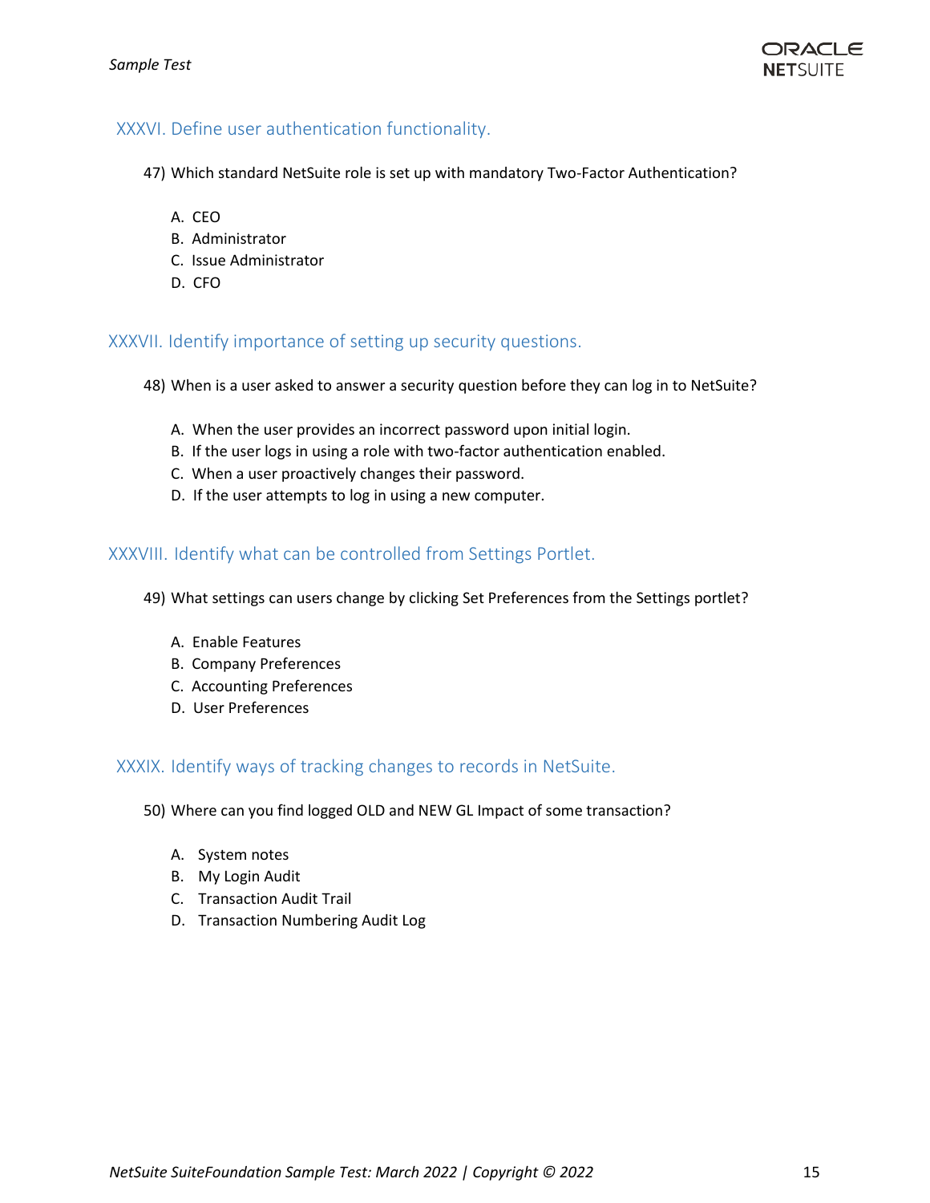## XXXVI. Define user authentication functionality.

47) Which standard NetSuite role is set up with mandatory Two-Factor Authentication?

A. CEO
B. Administrator
C. Issue Administrator
D. CFO

## XXXVII. Identify importance of setting up security questions.

48) When is a user asked to answer a security question before they can log in to NetSuite?

A. When the user provides an incorrect password upon initial login.
B. If the user logs in using a role with two-factor authentication enabled.
C. When a user proactively changes their password.
D. If the user attempts to log in using a new computer.

## XXXVIII. Identify what can be controlled from Settings Portlet.

49) What settings can users change by clicking Set Preferences from the Settings portlet?

A. Enable Features
B. Company Preferences
C. Accounting Preferences
D. User Preferences

## XXXIX. Identify ways of tracking changes to records in NetSuite.

50) Where can you find logged OLD and NEW GL Impact of some transaction?

A. System notes
B. My Login Audit
C. Transaction Audit Trail
D. Transaction Numbering Audit Log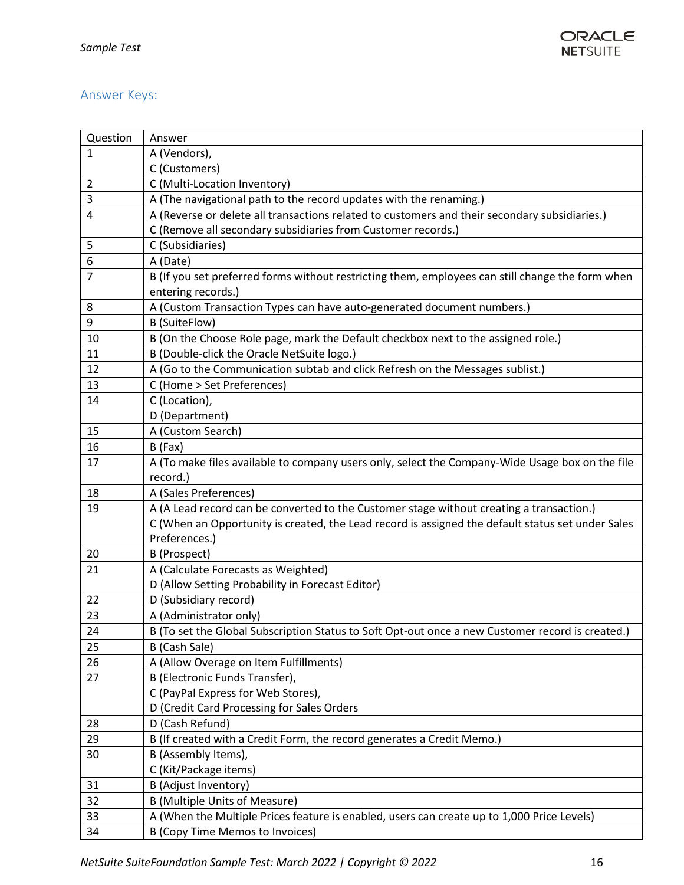## Answer Keys:

| Question | Answer |
|---|---|
| 1 | A (Vendors),<br>C (Customers) |
| 2 | C (Multi-Location Inventory) |
| 3 | A (The navigational path to the record updates with the renaming.) |
| 4 | A (Reverse or delete all transactions related to customers and their secondary subsidiaries.)<br>C (Remove all secondary subsidiaries from Customer records.) |
| 5 | C (Subsidiaries) |
| 6 | A (Date) |
| 7 | B (If you set preferred forms without restricting them, employees can still change the form when entering records.) |
| 8 | A (Custom Transaction Types can have auto-generated document numbers.) |
| 9 | B (SuiteFlow) |
| 10 | B (On the Choose Role page, mark the Default checkbox next to the assigned role.) |
| 11 | B (Double-click the Oracle NetSuite logo.) |
| 12 | A (Go to the Communication subtab and click Refresh on the Messages sublist.) |
| 13 | C (Home > Set Preferences) |
| 14 | C (Location),<br>D (Department) |
| 15 | A (Custom Search) |
| 16 | B (Fax) |
| 17 | A (To make files available to company users only, select the Company-Wide Usage box on the file record.) |
| 18 | A (Sales Preferences) |
| 19 | A (A Lead record can be converted to the Customer stage without creating a transaction.)<br>C (When an Opportunity is created, the Lead record is assigned the default status set under Sales Preferences.) |
| 20 | B (Prospect) |
| 21 | A (Calculate Forecasts as Weighted)<br>D (Allow Setting Probability in Forecast Editor) |
| 22 | D (Subsidiary record) |
| 23 | A (Administrator only) |
| 24 | B (To set the Global Subscription Status to Soft Opt-out once a new Customer record is created.) |
| 25 | B (Cash Sale) |
| 26 | A (Allow Overage on Item Fulfillments) |
| 27 | B (Electronic Funds Transfer),<br>C (PayPal Express for Web Stores),<br>D (Credit Card Processing for Sales Orders |
| 28 | D (Cash Refund) |
| 29 | B (If created with a Credit Form, the record generates a Credit Memo.) |
| 30 | B (Assembly Items),<br>C (Kit/Package items) |
| 31 | B (Adjust Inventory) |
| 32 | B (Multiple Units of Measure) |
| 33 | A (When the Multiple Prices feature is enabled, users can create up to 1,000 Price Levels) |
| 34 | B (Copy Time Memos to Invoices) |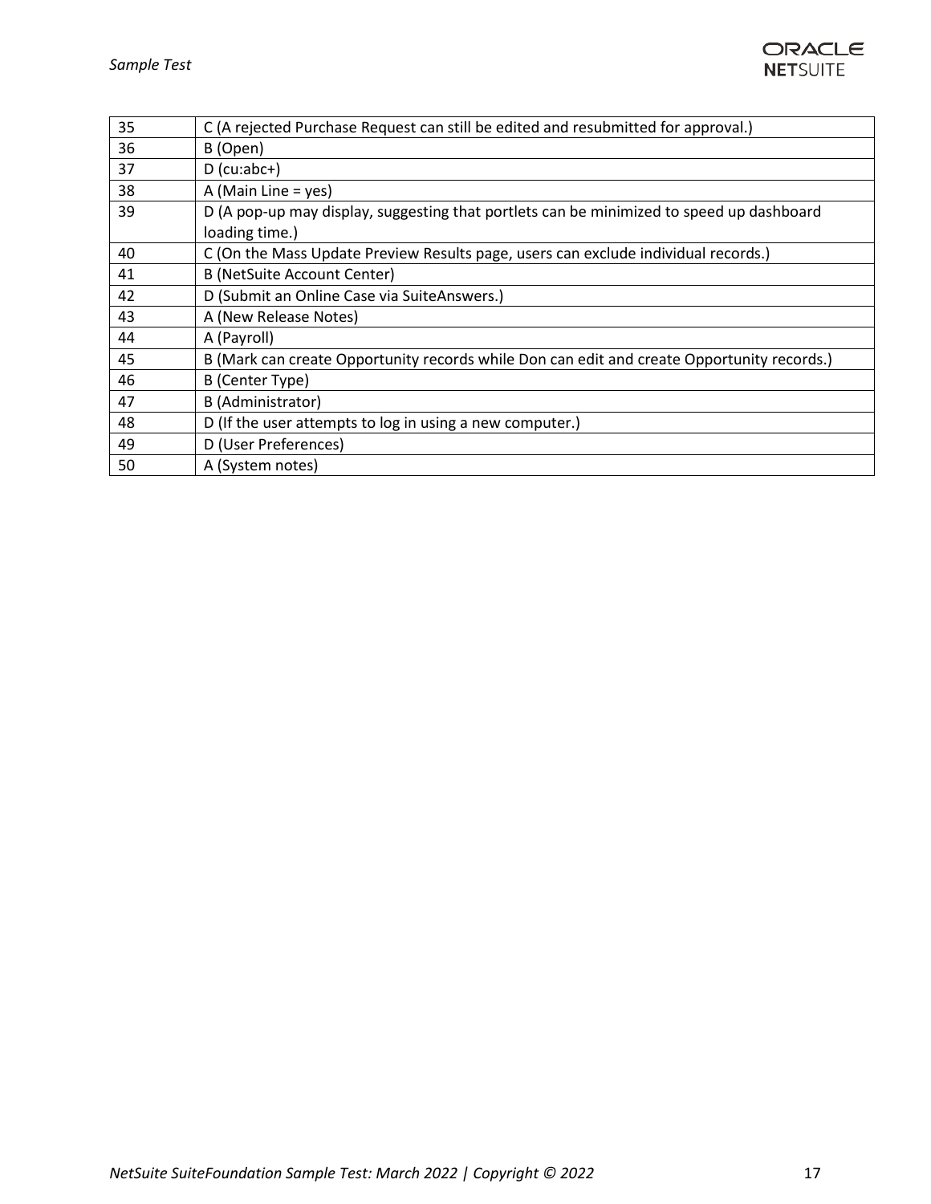| | |
|---|---|
| 35 | C (A rejected Purchase Request can still be edited and resubmitted for approval.) |
| 36 | B (Open) |
| 37 | D (cu:abc+) |
| 38 | A (Main Line = yes) |
| 39 | D (A pop-up may display, suggesting that portlets can be minimized to speed up dashboard loading time.) |
| 40 | C (On the Mass Update Preview Results page, users can exclude individual records.) |
| 41 | B (NetSuite Account Center) |
| 42 | D (Submit an Online Case via SuiteAnswers.) |
| 43 | A (New Release Notes) |
| 44 | A (Payroll) |
| 45 | B (Mark can create Opportunity records while Don can edit and create Opportunity records.) |
| 46 | B (Center Type) |
| 47 | B (Administrator) |
| 48 | D (If the user attempts to log in using a new computer.) |
| 49 | D (User Preferences) |
| 50 | A (System notes) |